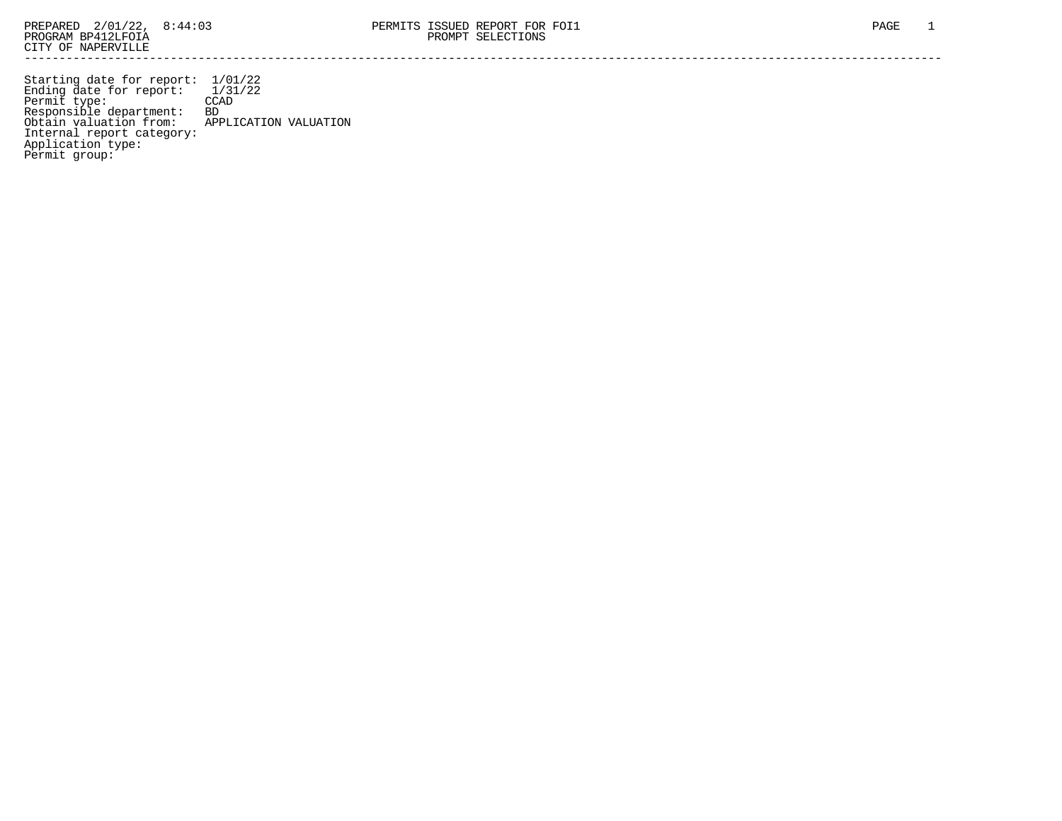PREPARED 2/01/22, 8:44:03    PERMITS ISSUED REPORT FOR FOI1
PROGRAM BP412LFOIA    PROMPT SELECTIONS
CITY OF NAPERVILLE

---

Starting date for report: 1/01/22
Ending date for report: 1/31/22
Permit type: CCAD
Responsible department: BD
Obtain valuation from: APPLICATION VALUATION
Internal report category:
Application type:
Permit group: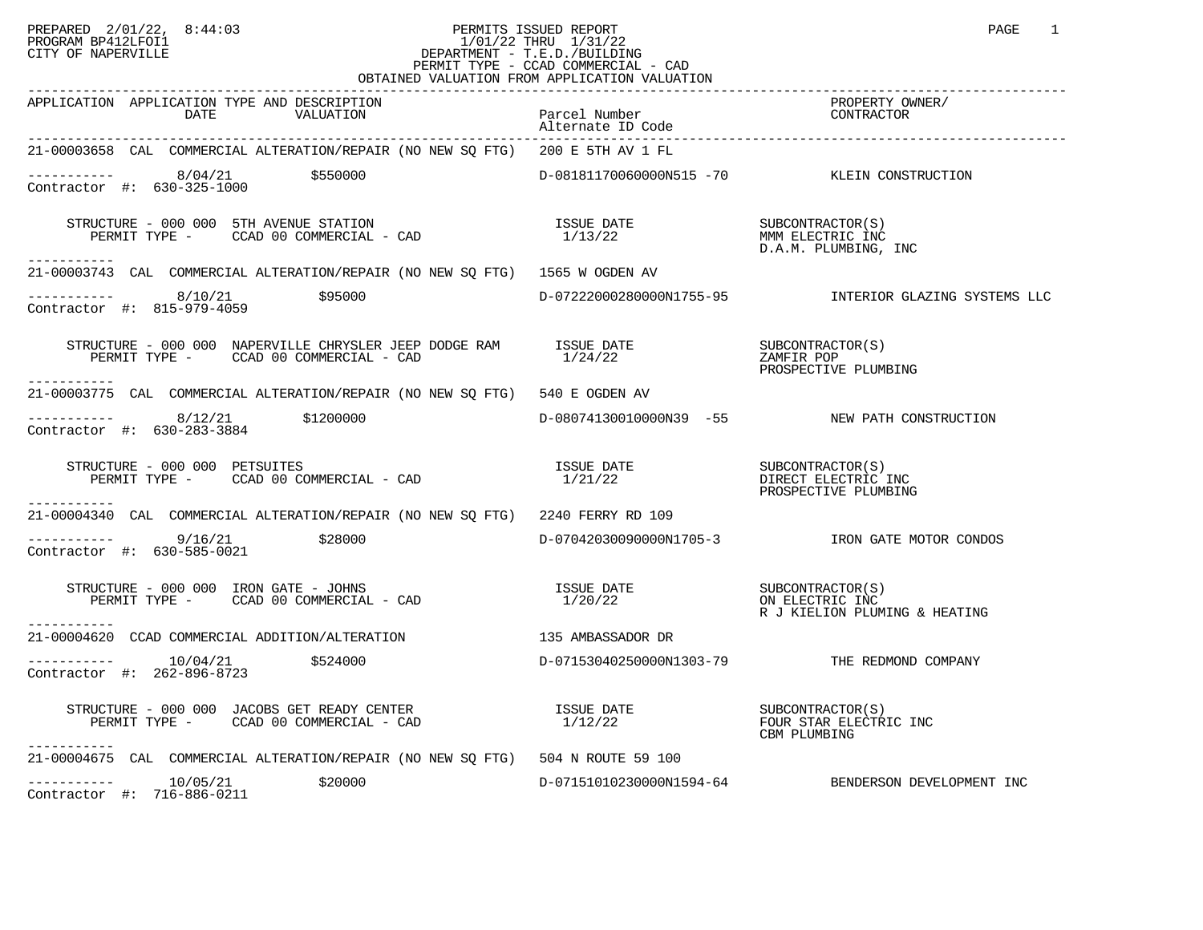PREPARED 2/01/22, 8:44:03
PROGRAM BP412LFOI1
CITY OF NAPERVILLE

# PERMITS ISSUED REPORT

1/01/22 THRU 1/31/22
DEPARTMENT - T.E.D./BUILDING
PERMIT TYPE - CCAD COMMERCIAL - CAD
OBTAINED VALUATION FROM APPLICATION VALUATION

| APPLICATION | APPLICATION TYPE AND DESCRIPTION DATE | VALUATION | Parcel Number / Alternate ID Code | PROPERTY OWNER/ CONTRACTOR |
|---|---|---|---|---|

---

**21-00003658** CAL COMMERCIAL ALTERATION/REPAIR (NO NEW SQ FTG) 200 E 5TH AV 1 FL

----------- 8/04/21 $550000 D-08181170060000N515 -70 KLEIN CONSTRUCTION
Contractor #: 630-325-1000

STRUCTURE - 000 000 5TH AVENUE STATION
PERMIT TYPE - CCAD 00 COMMERCIAL - CAD
ISSUE DATE 1/13/22
SUBCONTRACTOR(S): MMM ELECTRIC INC; D.A.M. PLUMBING, INC

---

**21-00003743** CAL COMMERCIAL ALTERATION/REPAIR (NO NEW SQ FTG) 1565 W OGDEN AV

----------- 8/10/21 $95000 D-07222000280000N1755-95 INTERIOR GLAZING SYSTEMS LLC
Contractor #: 815-979-4059

STRUCTURE - 000 000 NAPERVILLE CHRYSLER JEEP DODGE RAM
PERMIT TYPE - CCAD 00 COMMERCIAL - CAD
ISSUE DATE 1/24/22
SUBCONTRACTOR(S): ZAMFIR POP; PROSPECTIVE PLUMBING

---

**21-00003775** CAL COMMERCIAL ALTERATION/REPAIR (NO NEW SQ FTG) 540 E OGDEN AV

----------- 8/12/21 $1200000 D-08074130010000N39 -55 NEW PATH CONSTRUCTION
Contractor #: 630-283-3884

STRUCTURE - 000 000 PETSUITES
PERMIT TYPE - CCAD 00 COMMERCIAL - CAD
ISSUE DATE 1/21/22
SUBCONTRACTOR(S): DIRECT ELECTRIC INC; PROSPECTIVE PLUMBING

---

**21-00004340** CAL COMMERCIAL ALTERATION/REPAIR (NO NEW SQ FTG) 2240 FERRY RD 109

----------- 9/16/21 $28000 D-07042030090000N1705-3 IRON GATE MOTOR CONDOS
Contractor #: 630-585-0021

STRUCTURE - 000 000 IRON GATE - JOHNS
PERMIT TYPE - CCAD 00 COMMERCIAL - CAD
ISSUE DATE 1/20/22
SUBCONTRACTOR(S): ON ELECTRIC INC; R J KIELION PLUMING & HEATING

---

**21-00004620** CCAD COMMERCIAL ADDITION/ALTERATION 135 AMBASSADOR DR

----------- 10/04/21 $524000 D-07153040250000N1303-79 THE REDMOND COMPANY
Contractor #: 262-896-8723

STRUCTURE - 000 000 JACOBS GET READY CENTER
PERMIT TYPE - CCAD 00 COMMERCIAL - CAD
ISSUE DATE 1/12/22
SUBCONTRACTOR(S): FOUR STAR ELECTRIC INC; CBM PLUMBING

---

**21-00004675** CAL COMMERCIAL ALTERATION/REPAIR (NO NEW SQ FTG) 504 N ROUTE 59 100

----------- 10/05/21 $20000 D-07151010230000N1594-64 BENDERSON DEVELOPMENT INC
Contractor #: 716-886-0211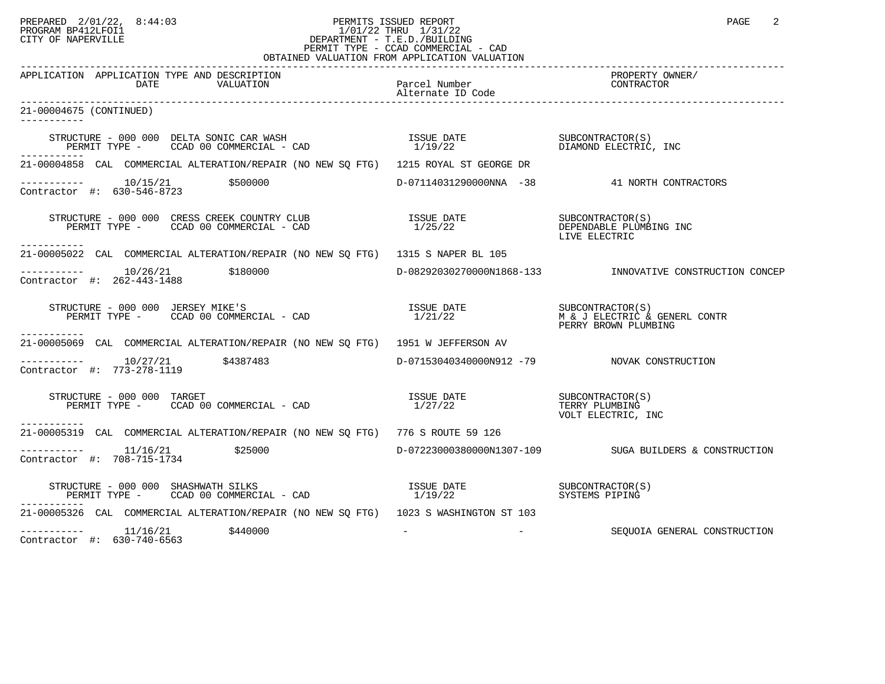PREPARED 2/01/22, 8:44:03
PROGRAM BP412LFOI1
CITY OF NAPERVILLE

# PERMITS ISSUED REPORT

1/01/22 THRU 1/31/22
DEPARTMENT - T.E.D./BUILDING
PERMIT TYPE - CCAD COMMERCIAL - CAD
OBTAINED VALUATION FROM APPLICATION VALUATION

| APPLICATION | APPLICATION TYPE AND DESCRIPTION DATE / VALUATION | Parcel Number / Alternate ID Code | PROPERTY OWNER/ CONTRACTOR |
|---|---|---|---|

21-00004675 (CONTINUED)

STRUCTURE - 000 000 DELTA SONIC CAR WASH — ISSUE DATE 1/19/22 — SUBCONTRACTOR(S): DIAMOND ELECTRIC, INC
PERMIT TYPE - CCAD 00 COMMERCIAL - CAD

---

21-00004858 CAL COMMERCIAL ALTERATION/REPAIR (NO NEW SQ FTG) 1215 ROYAL ST GEORGE DR

10/15/21 $500000 D-07114031290000NNA -38 41 NORTH CONTRACTORS
Contractor #: 630-546-8723

STRUCTURE - 000 000 CRESS CREEK COUNTRY CLUB — ISSUE DATE 1/25/22 — SUBCONTRACTOR(S): DEPENDABLE PLUMBING INC, LIVE ELECTRIC
PERMIT TYPE - CCAD 00 COMMERCIAL - CAD

---

21-00005022 CAL COMMERCIAL ALTERATION/REPAIR (NO NEW SQ FTG) 1315 S NAPER BL 105

10/26/21 $180000 D-08292030270000N1868-133 INNOVATIVE CONSTRUCTION CONCEP
Contractor #: 262-443-1488

STRUCTURE - 000 000 JERSEY MIKE'S — ISSUE DATE 1/21/22 — SUBCONTRACTOR(S): M & J ELECTRIC & GENERL CONTR, PERRY BROWN PLUMBING
PERMIT TYPE - CCAD 00 COMMERCIAL - CAD

---

21-00005069 CAL COMMERCIAL ALTERATION/REPAIR (NO NEW SQ FTG) 1951 W JEFFERSON AV

10/27/21 $4387483 D-07153040340000N912 -79 NOVAK CONSTRUCTION
Contractor #: 773-278-1119

STRUCTURE - 000 000 TARGET — ISSUE DATE 1/27/22 — SUBCONTRACTOR(S): TERRY PLUMBING, VOLT ELECTRIC, INC
PERMIT TYPE - CCAD 00 COMMERCIAL - CAD

---

21-00005319 CAL COMMERCIAL ALTERATION/REPAIR (NO NEW SQ FTG) 776 S ROUTE 59 126

11/16/21 $25000 D-07223000380000N1307-109 SUGA BUILDERS & CONSTRUCTION
Contractor #: 708-715-1734

STRUCTURE - 000 000 SHASHWATH SILKS — ISSUE DATE 1/19/22 — SUBCONTRACTOR(S): SYSTEMS PIPING
PERMIT TYPE - CCAD 00 COMMERCIAL - CAD

---

21-00005326 CAL COMMERCIAL ALTERATION/REPAIR (NO NEW SQ FTG) 1023 S WASHINGTON ST 103

11/16/21 $440000 - - SEQUOIA GENERAL CONSTRUCTION
Contractor #: 630-740-6563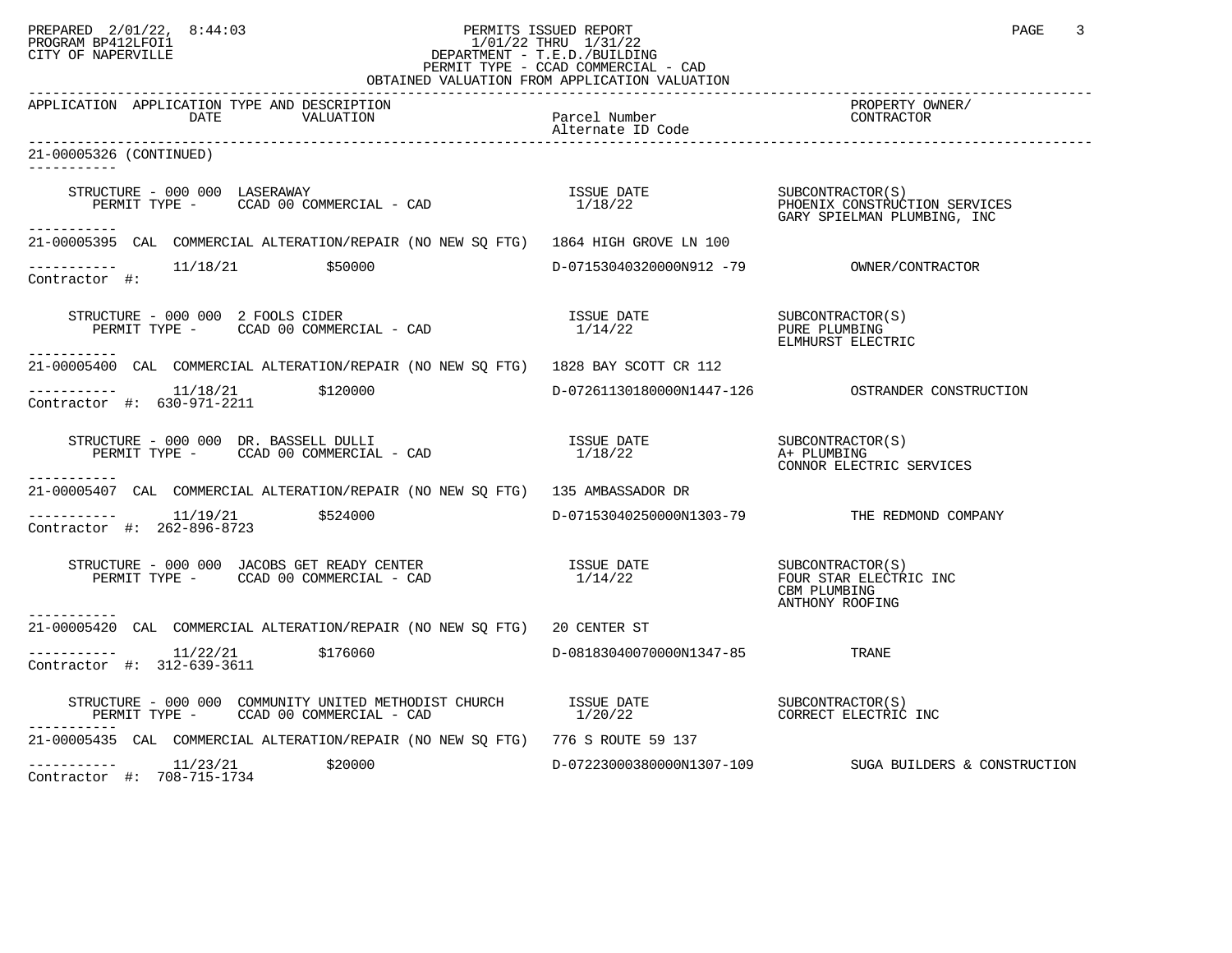PERMITS ISSUED REPORT
1/01/22 THRU 1/31/22
DEPARTMENT - T.E.D./BUILDING
PERMIT TYPE - CCAD COMMERCIAL - CAD
OBTAINED VALUATION FROM APPLICATION VALUATION

PREPARED 2/01/22, 8:44:03
PROGRAM BP412LFOI1
CITY OF NAPERVILLE

| APPLICATION | APPLICATION TYPE AND DESCRIPTION DATE VALUATION | Parcel Number Alternate ID Code | PROPERTY OWNER/ CONTRACTOR |
|---|---|---|---|

21-00005326 (CONTINUED)

STRUCTURE - 000 000 LASERAWAY — ISSUE DATE 1/18/22
PERMIT TYPE - CCAD 00 COMMERCIAL - CAD
SUBCONTRACTOR(S): PHOENIX CONSTRUCTION SERVICES; GARY SPIELMAN PLUMBING, INC

---

21-00005395 CAL COMMERCIAL ALTERATION/REPAIR (NO NEW SQ FTG) 1864 HIGH GROVE LN 100
11/18/21 $50000 D-07153040320000N912 -79 OWNER/CONTRACTOR
Contractor #:

STRUCTURE - 000 000 2 FOOLS CIDER — ISSUE DATE 1/14/22
PERMIT TYPE - CCAD 00 COMMERCIAL - CAD
SUBCONTRACTOR(S): PURE PLUMBING; ELMHURST ELECTRIC

---

21-00005400 CAL COMMERCIAL ALTERATION/REPAIR (NO NEW SQ FTG) 1828 BAY SCOTT CR 112
11/18/21 $120000 D-07261130180000N1447-126 OSTRANDER CONSTRUCTION
Contractor #: 630-971-2211

STRUCTURE - 000 000 DR. BASSELL DULLI — ISSUE DATE 1/18/22
PERMIT TYPE - CCAD 00 COMMERCIAL - CAD
SUBCONTRACTOR(S): A+ PLUMBING; CONNOR ELECTRIC SERVICES

---

21-00005407 CAL COMMERCIAL ALTERATION/REPAIR (NO NEW SQ FTG) 135 AMBASSADOR DR
11/19/21 $524000 D-07153040250000N1303-79 THE REDMOND COMPANY
Contractor #: 262-896-8723

STRUCTURE - 000 000 JACOBS GET READY CENTER — ISSUE DATE 1/14/22
PERMIT TYPE - CCAD 00 COMMERCIAL - CAD
SUBCONTRACTOR(S): FOUR STAR ELECTRIC INC; CBM PLUMBING; ANTHONY ROOFING

---

21-00005420 CAL COMMERCIAL ALTERATION/REPAIR (NO NEW SQ FTG) 20 CENTER ST
11/22/21 $176060 D-08183040070000N1347-85 TRANE
Contractor #: 312-639-3611

STRUCTURE - 000 000 COMMUNITY UNITED METHODIST CHURCH — ISSUE DATE 1/20/22
PERMIT TYPE - CCAD 00 COMMERCIAL - CAD
SUBCONTRACTOR(S): CORRECT ELECTRIC INC

---

21-00005435 CAL COMMERCIAL ALTERATION/REPAIR (NO NEW SQ FTG) 776 S ROUTE 59 137
11/23/21 $20000 D-07223000380000N1307-109 SUGA BUILDERS & CONSTRUCTION
Contractor #: 708-715-1734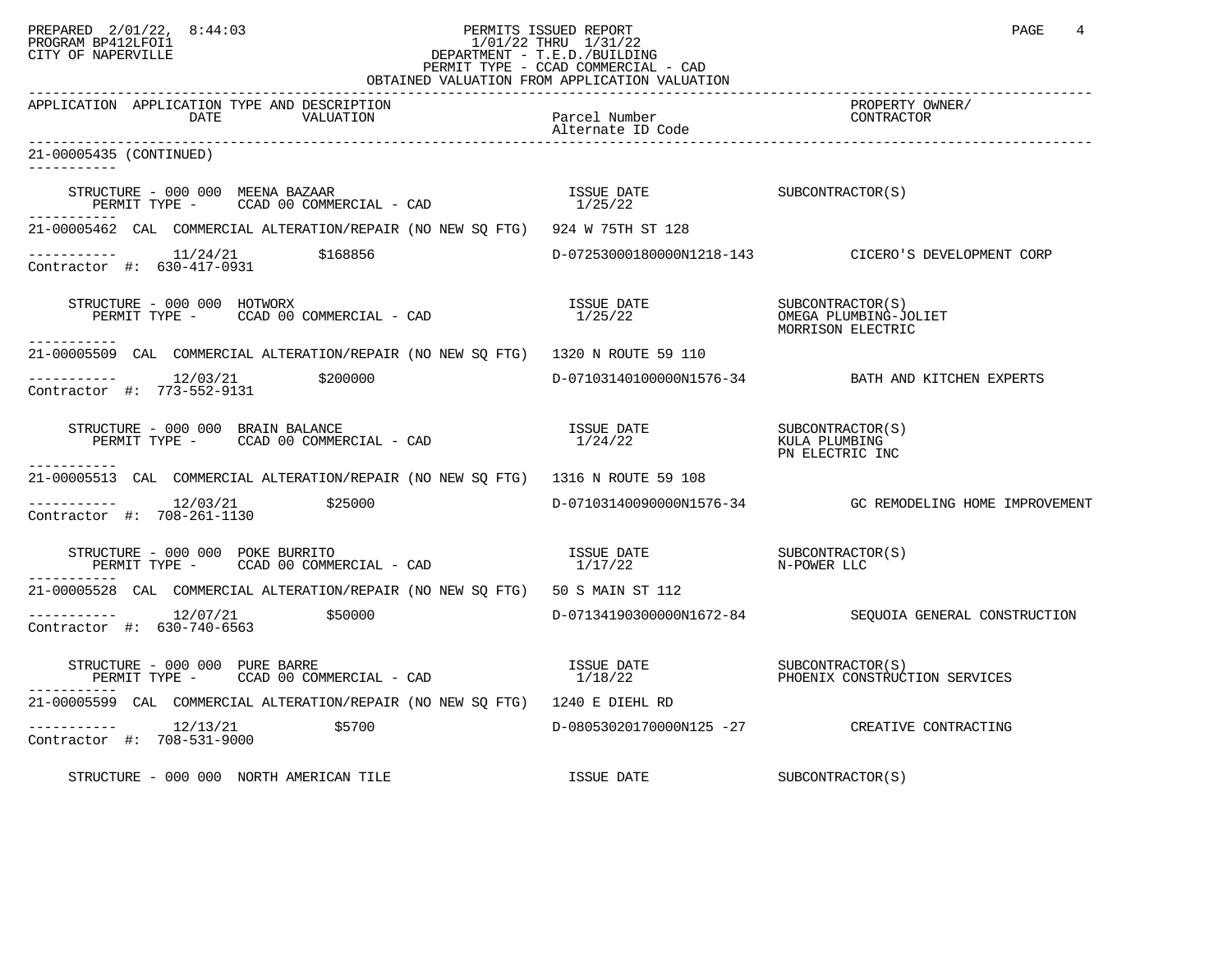PERMITS ISSUED REPORT
1/01/22 THRU 1/31/22
DEPARTMENT - T.E.D./BUILDING
PERMIT TYPE - CCAD COMMERCIAL - CAD
OBTAINED VALUATION FROM APPLICATION VALUATION

PREPARED 2/01/22, 8:44:03
PROGRAM BP412LFOI1
CITY OF NAPERVILLE

| APPLICATION | APPLICATION TYPE AND DESCRIPTION DATE | VALUATION | Parcel Number Alternate ID Code | PROPERTY OWNER/ CONTRACTOR |
|---|---|---|---|---|

21-00005435 (CONTINUED)

STRUCTURE - 000 000 MEENA BAZAAR — ISSUE DATE 1/25/22 — SUBCONTRACTOR(S)
PERMIT TYPE - CCAD 00 COMMERCIAL - CAD

---

21-00005462 CAL COMMERCIAL ALTERATION/REPAIR (NO NEW SQ FTG) 924 W 75TH ST 128

11/24/21 $168856 D-07253000180000N1218-143 CICERO'S DEVELOPMENT CORP
Contractor #: 630-417-0931

STRUCTURE - 000 000 HOTWORX — ISSUE DATE 1/25/22 — SUBCONTRACTOR(S) OMEGA PLUMBING-JOLIET, MORRISON ELECTRIC
PERMIT TYPE - CCAD 00 COMMERCIAL - CAD

---

21-00005509 CAL COMMERCIAL ALTERATION/REPAIR (NO NEW SQ FTG) 1320 N ROUTE 59 110

12/03/21 $200000 D-07103140100000N1576-34 BATH AND KITCHEN EXPERTS
Contractor #: 773-552-9131

STRUCTURE - 000 000 BRAIN BALANCE — ISSUE DATE 1/24/22 — SUBCONTRACTOR(S) KULA PLUMBING, PN ELECTRIC INC
PERMIT TYPE - CCAD 00 COMMERCIAL - CAD

---

21-00005513 CAL COMMERCIAL ALTERATION/REPAIR (NO NEW SQ FTG) 1316 N ROUTE 59 108

12/03/21 $25000 D-07103140090000N1576-34 GC REMODELING HOME IMPROVEMENT
Contractor #: 708-261-1130

STRUCTURE - 000 000 POKE BURRITO — ISSUE DATE 1/17/22 — SUBCONTRACTOR(S) N-POWER LLC
PERMIT TYPE - CCAD 00 COMMERCIAL - CAD

---

21-00005528 CAL COMMERCIAL ALTERATION/REPAIR (NO NEW SQ FTG) 50 S MAIN ST 112

12/07/21 $50000 D-07134190300000N1672-84 SEQUOIA GENERAL CONSTRUCTION
Contractor #: 630-740-6563

STRUCTURE - 000 000 PURE BARRE — ISSUE DATE 1/18/22 — SUBCONTRACTOR(S) PHOENIX CONSTRUCTION SERVICES
PERMIT TYPE - CCAD 00 COMMERCIAL - CAD

---

21-00005599 CAL COMMERCIAL ALTERATION/REPAIR (NO NEW SQ FTG) 1240 E DIEHL RD

12/13/21 $5700 D-08053020170000N125 -27 CREATIVE CONTRACTING
Contractor #: 708-531-9000

STRUCTURE - 000 000 NORTH AMERICAN TILE — ISSUE DATE — SUBCONTRACTOR(S)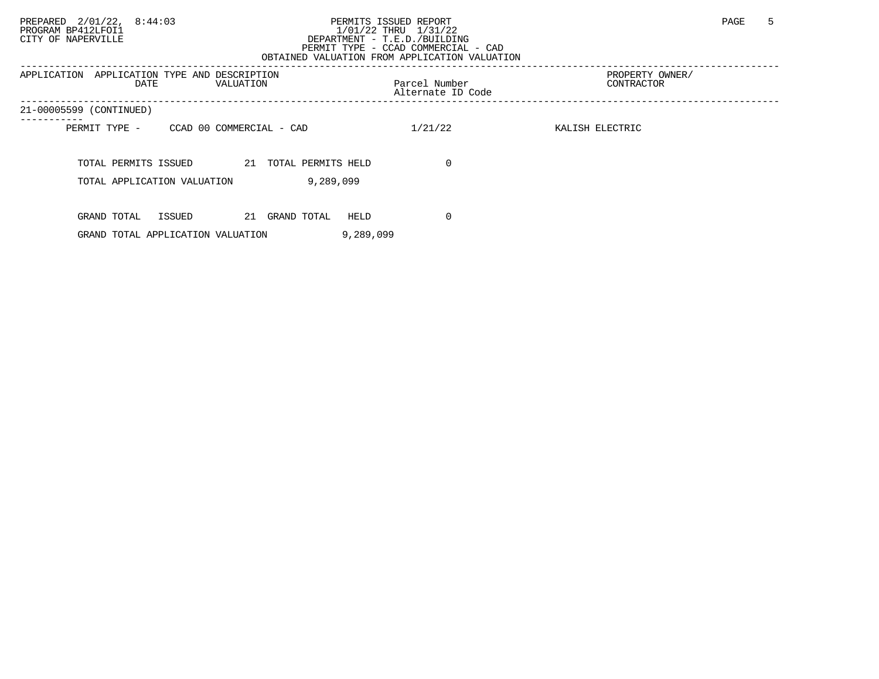PERMITS ISSUED REPORT
1/01/22 THRU 1/31/22
DEPARTMENT - T.E.D./BUILDING
PERMIT TYPE - CCAD COMMERCIAL - CAD
OBTAINED VALUATION FROM APPLICATION VALUATION

| APPLICATION | APPLICATION TYPE AND DESCRIPTION DATE VALUATION | Parcel Number Alternate ID Code | PROPERTY OWNER/ CONTRACTOR |
| --- | --- | --- | --- |
| 21-00005599 (CONTINUED) | | | |
| | PERMIT TYPE - CCAD 00 COMMERCIAL - CAD | 1/21/22 | KALISH ELECTRIC |

TOTAL PERMITS ISSUED 21 TOTAL PERMITS HELD 0

TOTAL APPLICATION VALUATION 9,289,099

GRAND TOTAL ISSUED 21 GRAND TOTAL HELD 0

GRAND TOTAL APPLICATION VALUATION 9,289,099